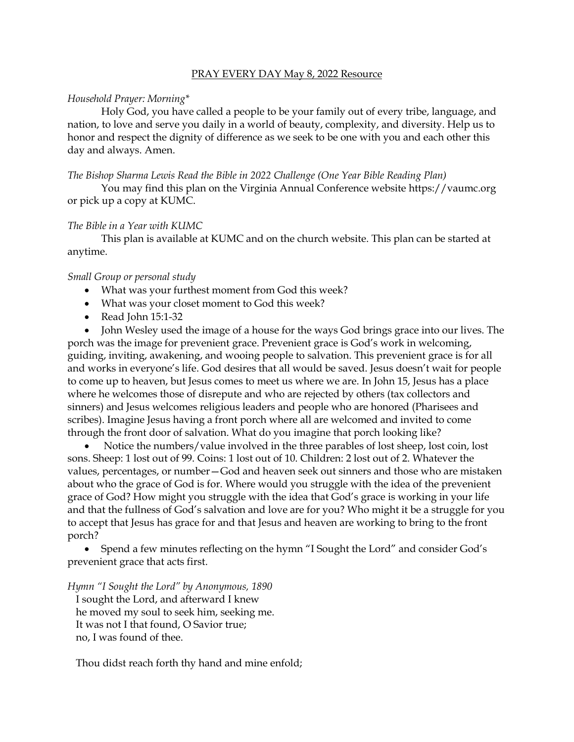PRAY EVERY DAY May 8, 2022 Resource

*Household Prayer: Morning**

Holy God, you have called a people to be your family out of every tribe, language, and nation, to love and serve you daily in a world of beauty, complexity, and diversity. Help us to honor and respect the dignity of difference as we seek to be one with you and each other this day and always. Amen.

*The Bishop Sharma Lewis Read the Bible in 2022 Challenge (One Year Bible Reading Plan)*

You may find this plan on the Virginia Annual Conference website https://vaumc.org or pick up a copy at KUMC.

*The Bible in a Year with KUMC*

This plan is available at KUMC and on the church website. This plan can be started at anytime.

*Small Group or personal study*

- What was your furthest moment from God this week?
- What was your closet moment to God this week?
- Read John 15:1-32
- John Wesley used the image of a house for the ways God brings grace into our lives. The porch was the image for prevenient grace. Prevenient grace is God's work in welcoming, guiding, inviting, awakening, and wooing people to salvation. This prevenient grace is for all and works in everyone's life. God desires that all would be saved. Jesus doesn't wait for people to come up to heaven, but Jesus comes to meet us where we are. In John 15, Jesus has a place where he welcomes those of disrepute and who are rejected by others (tax collectors and sinners) and Jesus welcomes religious leaders and people who are honored (Pharisees and scribes). Imagine Jesus having a front porch where all are welcomed and invited to come through the front door of salvation. What do you imagine that porch looking like?
- Notice the numbers/value involved in the three parables of lost sheep, lost coin, lost sons. Sheep: 1 lost out of 99. Coins: 1 lost out of 10. Children: 2 lost out of 2. Whatever the values, percentages, or number—God and heaven seek out sinners and those who are mistaken about who the grace of God is for. Where would you struggle with the idea of the prevenient grace of God? How might you struggle with the idea that God's grace is working in your life and that the fullness of God's salvation and love are for you? Who might it be a struggle for you to accept that Jesus has grace for and that Jesus and heaven are working to bring to the front porch?
- Spend a few minutes reflecting on the hymn "I Sought the Lord" and consider God's prevenient grace that acts first.

*Hymn "I Sought the Lord" by Anonymous, 1890*

I sought the Lord, and afterward I knew
he moved my soul to seek him, seeking me.
It was not I that found, O Savior true;
no, I was found of thee.

Thou didst reach forth thy hand and mine enfold;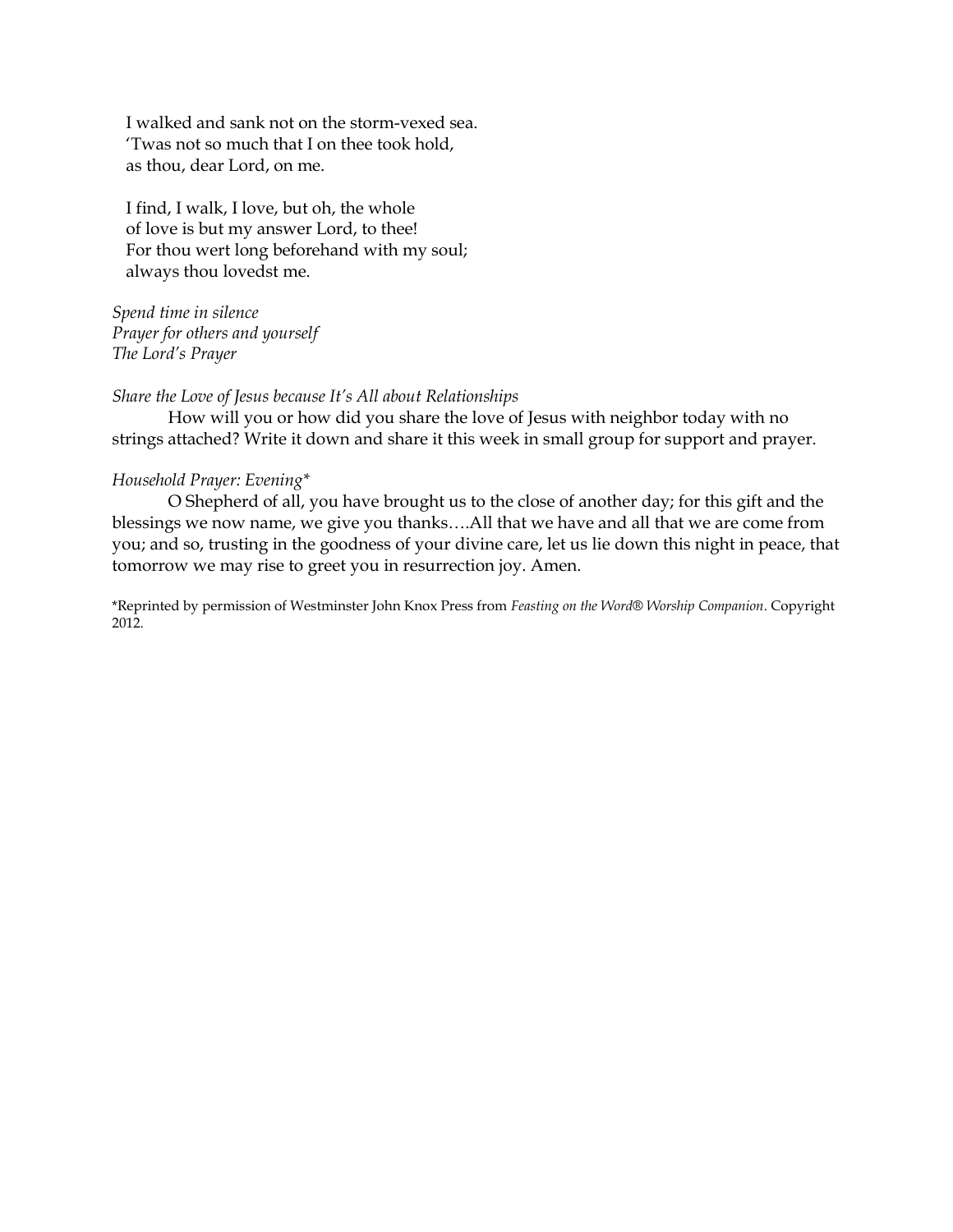I walked and sank not on the storm-vexed sea.
'Twas not so much that I on thee took hold,
as thou, dear Lord, on me.

I find, I walk, I love, but oh, the whole
of love is but my answer Lord, to thee!
For thou wert long beforehand with my soul;
always thou lovedst me.

*Spend time in silence*
*Prayer for others and yourself*
*The Lord's Prayer*

*Share the Love of Jesus because It's All about Relationships*

How will you or how did you share the love of Jesus with neighbor today with no strings attached? Write it down and share it this week in small group for support and prayer.

*Household Prayer: Evening\**

O Shepherd of all, you have brought us to the close of another day; for this gift and the blessings we now name, we give you thanks….All that we have and all that we are come from you; and so, trusting in the goodness of your divine care, let us lie down this night in peace, that tomorrow we may rise to greet you in resurrection joy. Amen.

\*Reprinted by permission of Westminster John Knox Press from *Feasting on the Word® Worship Companion*. Copyright 2012.